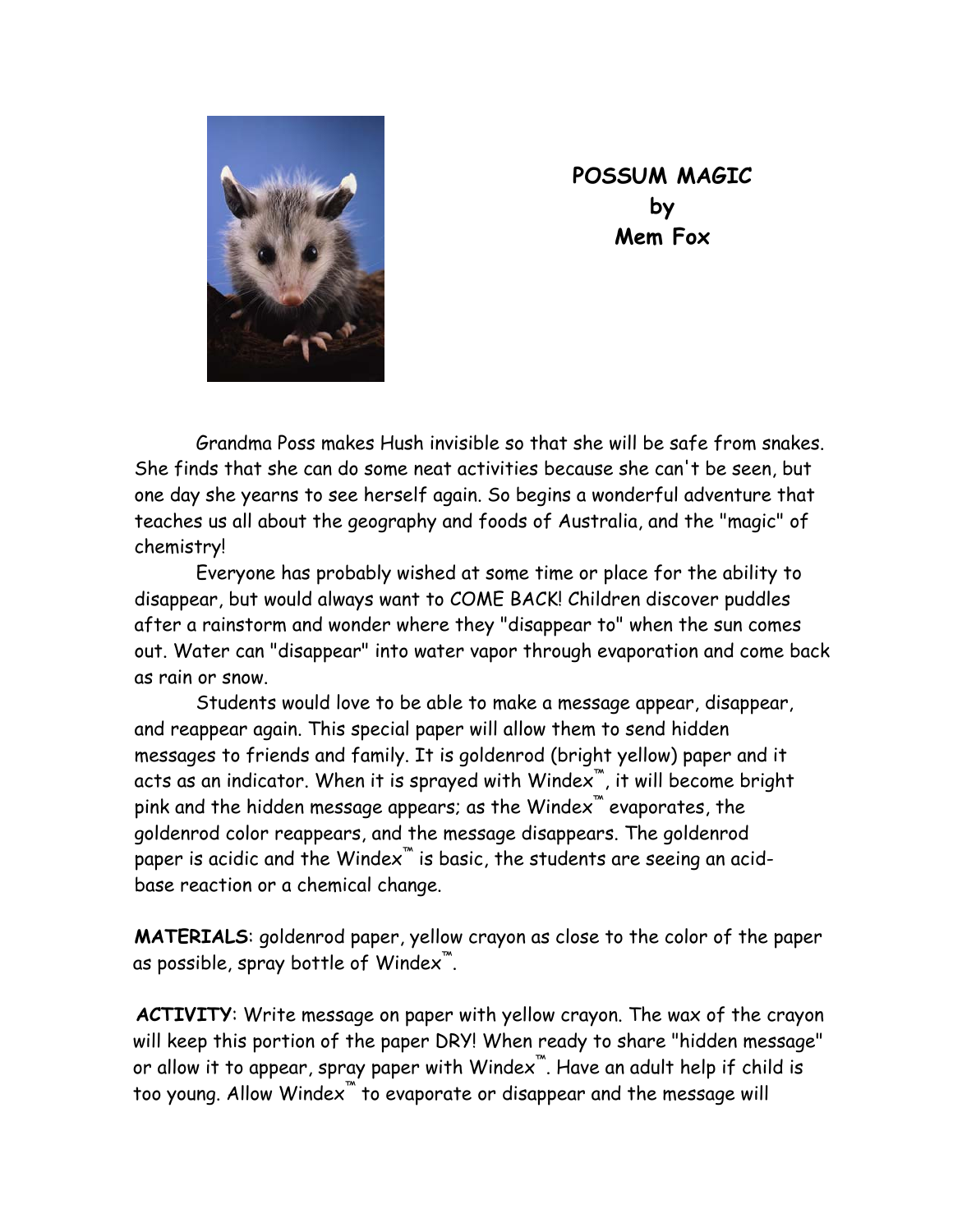# POSSUM MAGIC
## by
## Mem Fox

Grandma Poss makes Hush invisible so that she will be safe from snakes. She finds that she can do some neat activities because she can't be seen, but one day she yearns to see herself again. So begins a wonderful adventure that teaches us all about the geography and foods of Australia, and the "magic" of chemistry!

Everyone has probably wished at some time or place for the ability to disappear, but would always want to COME BACK! Children discover puddles after a rainstorm and wonder where they "disappear to" when the sun comes out. Water can "disappear" into water vapor through evaporation and come back as rain or snow.

Students would love to be able to make a message appear, disappear, and reappear again. This special paper will allow them to send hidden messages to friends and family. It is goldenrod (bright yellow) paper and it acts as an indicator. When it is sprayed with Windex™, it will become bright pink and the hidden message appears; as the Windex™ evaporates, the goldenrod color reappears, and the message disappears. The goldenrod paper is acidic and the Windex™ is basic, the students are seeing an acid-base reaction or a chemical change.

**MATERIALS**: goldenrod paper, yellow crayon as close to the color of the paper as possible, spray bottle of Windex™.

**ACTIVITY**: Write message on paper with yellow crayon. The wax of the crayon will keep this portion of the paper DRY! When ready to share "hidden message" or allow it to appear, spray paper with Windex™. Have an adult help if child is too young. Allow Windex™ to evaporate or disappear and the message will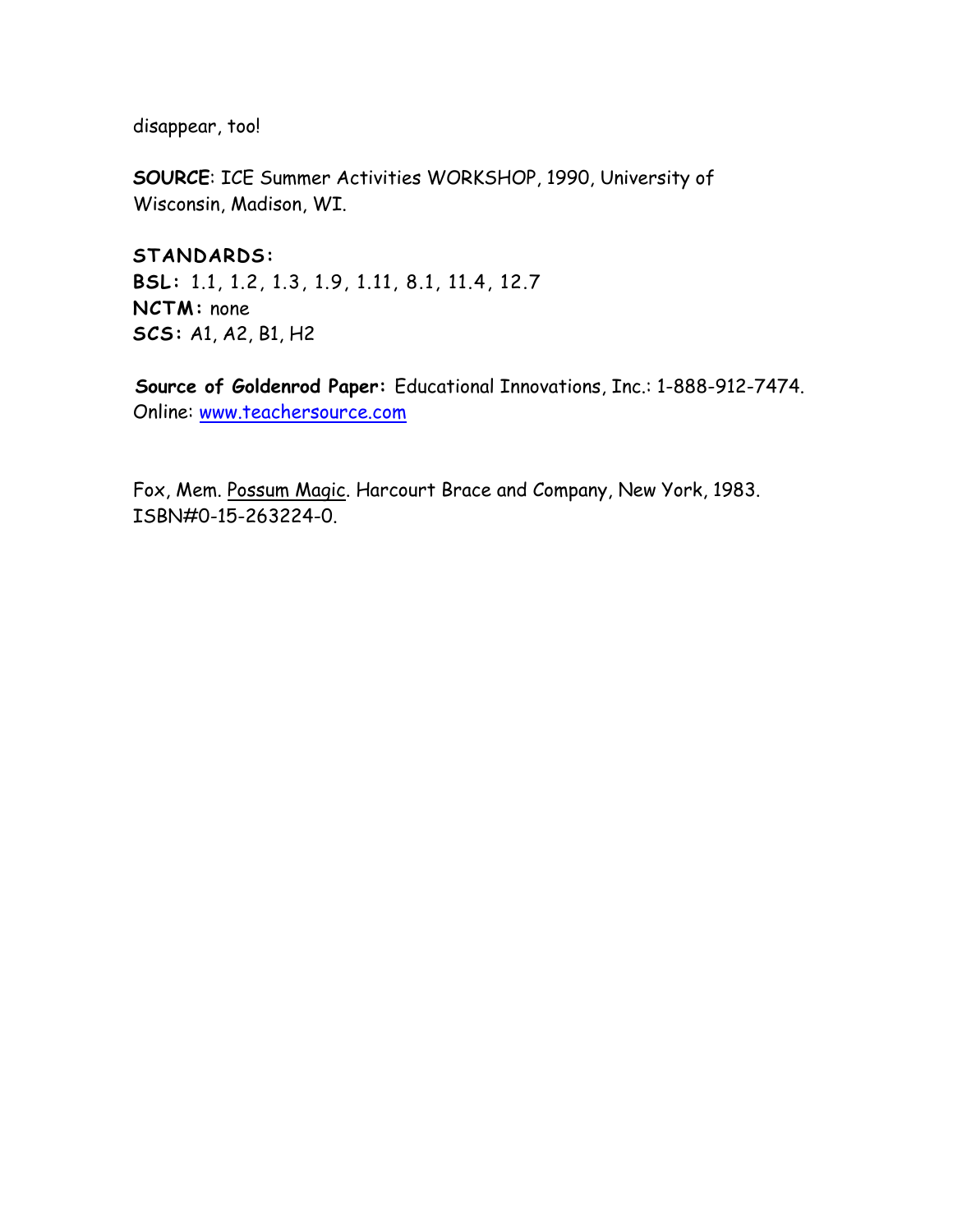disappear, too!

**SOURCE**: ICE Summer Activities WORKSHOP, 1990, University of Wisconsin, Madison, WI.

**STANDARDS:**
**BSL:** 1.1, 1.2, 1.3, 1.9, 1.11, 8.1, 11.4, 12.7
**NCTM:** none
**SCS:** A1, A2, B1, H2

**Source of Goldenrod Paper:** Educational Innovations, Inc.: 1-888-912-7474. Online: www.teachersource.com

Fox, Mem. Possum Magic. Harcourt Brace and Company, New York, 1983. ISBN#0-15-263224-0.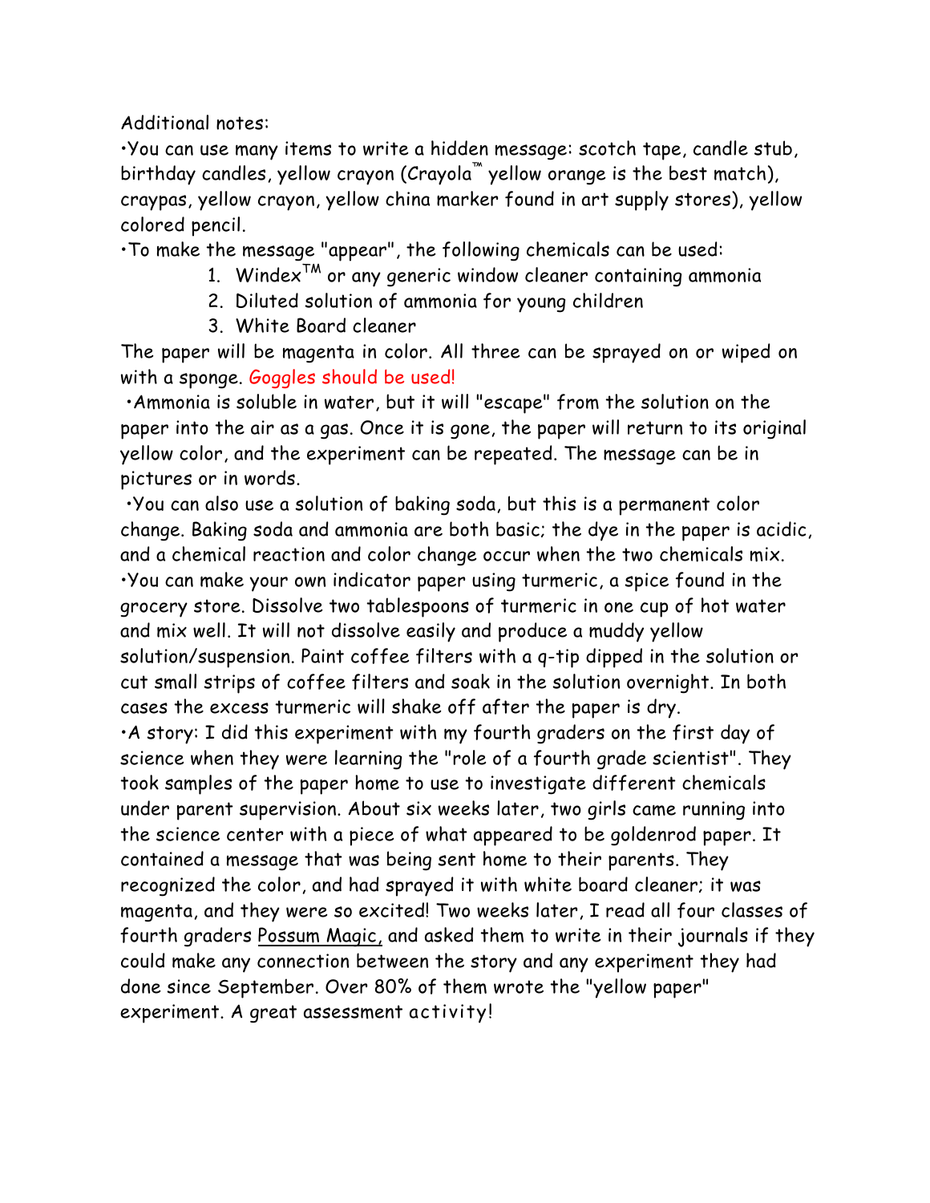Additional notes:

- You can use many items to write a hidden message: scotch tape, candle stub, birthday candles, yellow crayon (Crayola™ yellow orange is the best match), craypas, yellow crayon, yellow china marker found in art supply stores), yellow colored pencil.
- To make the message "appear", the following chemicals can be used:
  1. Windex™ or any generic window cleaner containing ammonia
  2. Diluted solution of ammonia for young children
  3. White Board cleaner

The paper will be magenta in color. All three can be sprayed on or wiped on with a sponge. Goggles should be used!

- Ammonia is soluble in water, but it will "escape" from the solution on the paper into the air as a gas. Once it is gone, the paper will return to its original yellow color, and the experiment can be repeated. The message can be in pictures or in words.
- You can also use a solution of baking soda, but this is a permanent color change. Baking soda and ammonia are both basic; the dye in the paper is acidic, and a chemical reaction and color change occur when the two chemicals mix.
- You can make your own indicator paper using turmeric, a spice found in the grocery store. Dissolve two tablespoons of turmeric in one cup of hot water and mix well. It will not dissolve easily and produce a muddy yellow solution/suspension. Paint coffee filters with a q-tip dipped in the solution or cut small strips of coffee filters and soak in the solution overnight. In both cases the excess turmeric will shake off after the paper is dry.
- A story: I did this experiment with my fourth graders on the first day of science when they were learning the "role of a fourth grade scientist". They took samples of the paper home to use to investigate different chemicals under parent supervision. About six weeks later, two girls came running into the science center with a piece of what appeared to be goldenrod paper. It contained a message that was being sent home to their parents. They recognized the color, and had sprayed it with white board cleaner; it was magenta, and they were so excited! Two weeks later, I read all four classes of fourth graders <u>Possum Magic,</u> and asked them to write in their journals if they could make any connection between the story and any experiment they had done since September. Over 80% of them wrote the "yellow paper" experiment. A great assessment activity!